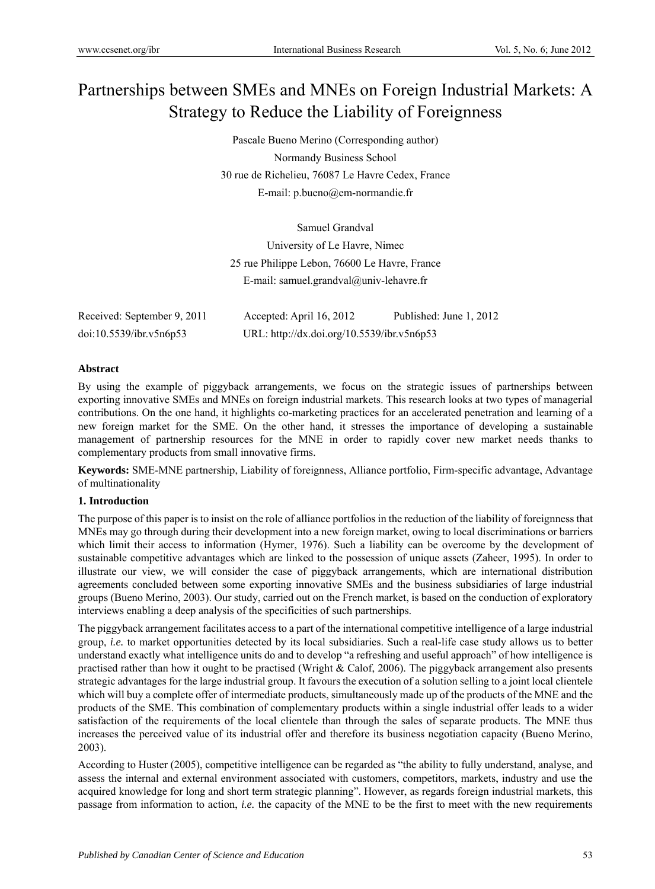# Partnerships between SMEs and MNEs on Foreign Industrial Markets: A Strategy to Reduce the Liability of Foreignness

Pascale Bueno Merino (Corresponding author)

Normandy Business School

30 rue de Richelieu, 76087 Le Havre Cedex, France

E-mail: p.bueno@em-normandie.fr

Samuel Grandval

University of Le Havre, Nimec

25 rue Philippe Lebon, 76600 Le Havre, France

E-mail: samuel.grandval@univ-lehavre.fr

Received: September 9, 2011 Accepted: April 16, 2012 Published: June 1, 2012

doi:10.5539/ibr.v5n6p53 URL: http://dx.doi.org/10.5539/ibr.v5n6p53

## Abstract

By using the example of piggyback arrangements, we focus on the strategic issues of partnerships between exporting innovative SMEs and MNEs on foreign industrial markets. This research looks at two types of managerial contributions. On the one hand, it highlights co-marketing practices for an accelerated penetration and learning of a new foreign market for the SME. On the other hand, it stresses the importance of developing a sustainable management of partnership resources for the MNE in order to rapidly cover new market needs thanks to complementary products from small innovative firms.

**Keywords:** SME-MNE partnership, Liability of foreignness, Alliance portfolio, Firm-specific advantage, Advantage of multinationality

## 1. Introduction

The purpose of this paper is to insist on the role of alliance portfolios in the reduction of the liability of foreignness that MNEs may go through during their development into a new foreign market, owing to local discriminations or barriers which limit their access to information (Hymer, 1976). Such a liability can be overcome by the development of sustainable competitive advantages which are linked to the possession of unique assets (Zaheer, 1995). In order to illustrate our view, we will consider the case of piggyback arrangements, which are international distribution agreements concluded between some exporting innovative SMEs and the business subsidiaries of large industrial groups (Bueno Merino, 2003). Our study, carried out on the French market, is based on the conduction of exploratory interviews enabling a deep analysis of the specificities of such partnerships.

The piggyback arrangement facilitates access to a part of the international competitive intelligence of a large industrial group, *i.e.* to market opportunities detected by its local subsidiaries. Such a real-life case study allows us to better understand exactly what intelligence units do and to develop "a refreshing and useful approach" of how intelligence is practised rather than how it ought to be practised (Wright & Calof, 2006). The piggyback arrangement also presents strategic advantages for the large industrial group. It favours the execution of a solution selling to a joint local clientele which will buy a complete offer of intermediate products, simultaneously made up of the products of the MNE and the products of the SME. This combination of complementary products within a single industrial offer leads to a wider satisfaction of the requirements of the local clientele than through the sales of separate products. The MNE thus increases the perceived value of its industrial offer and therefore its business negotiation capacity (Bueno Merino, 2003).

According to Huster (2005), competitive intelligence can be regarded as "the ability to fully understand, analyse, and assess the internal and external environment associated with customers, competitors, markets, industry and use the acquired knowledge for long and short term strategic planning". However, as regards foreign industrial markets, this passage from information to action, *i.e.* the capacity of the MNE to be the first to meet with the new requirements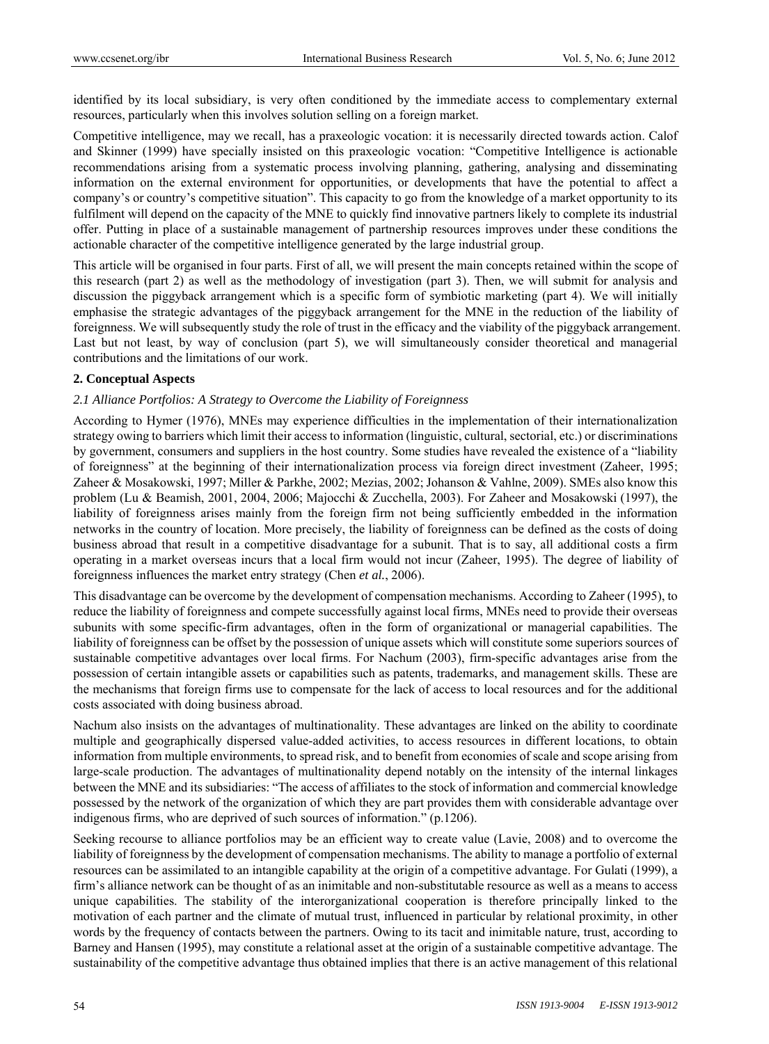identified by its local subsidiary, is very often conditioned by the immediate access to complementary external resources, particularly when this involves solution selling on a foreign market.

Competitive intelligence, may we recall, has a praxeologic vocation: it is necessarily directed towards action. Calof and Skinner (1999) have specially insisted on this praxeologic vocation: "Competitive Intelligence is actionable recommendations arising from a systematic process involving planning, gathering, analysing and disseminating information on the external environment for opportunities, or developments that have the potential to affect a company's or country's competitive situation". This capacity to go from the knowledge of a market opportunity to its fulfilment will depend on the capacity of the MNE to quickly find innovative partners likely to complete its industrial offer. Putting in place of a sustainable management of partnership resources improves under these conditions the actionable character of the competitive intelligence generated by the large industrial group.

This article will be organised in four parts. First of all, we will present the main concepts retained within the scope of this research (part 2) as well as the methodology of investigation (part 3). Then, we will submit for analysis and discussion the piggyback arrangement which is a specific form of symbiotic marketing (part 4). We will initially emphasise the strategic advantages of the piggyback arrangement for the MNE in the reduction of the liability of foreignness. We will subsequently study the role of trust in the efficacy and the viability of the piggyback arrangement. Last but not least, by way of conclusion (part 5), we will simultaneously consider theoretical and managerial contributions and the limitations of our work.

## 2. Conceptual Aspects

### *2.1 Alliance Portfolios: A Strategy to Overcome the Liability of Foreignness*

According to Hymer (1976), MNEs may experience difficulties in the implementation of their internationalization strategy owing to barriers which limit their access to information (linguistic, cultural, sectorial, etc.) or discriminations by government, consumers and suppliers in the host country. Some studies have revealed the existence of a "liability of foreignness" at the beginning of their internationalization process via foreign direct investment (Zaheer, 1995; Zaheer & Mosakowski, 1997; Miller & Parkhe, 2002; Mezias, 2002; Johanson & Vahlne, 2009). SMEs also know this problem (Lu & Beamish, 2001, 2004, 2006; Majocchi & Zucchella, 2003). For Zaheer and Mosakowski (1997), the liability of foreignness arises mainly from the foreign firm not being sufficiently embedded in the information networks in the country of location. More precisely, the liability of foreignness can be defined as the costs of doing business abroad that result in a competitive disadvantage for a subunit. That is to say, all additional costs a firm operating in a market overseas incurs that a local firm would not incur (Zaheer, 1995). The degree of liability of foreignness influences the market entry strategy (Chen *et al.*, 2006).

This disadvantage can be overcome by the development of compensation mechanisms. According to Zaheer (1995), to reduce the liability of foreignness and compete successfully against local firms, MNEs need to provide their overseas subunits with some specific-firm advantages, often in the form of organizational or managerial capabilities. The liability of foreignness can be offset by the possession of unique assets which will constitute some superiors sources of sustainable competitive advantages over local firms. For Nachum (2003), firm-specific advantages arise from the possession of certain intangible assets or capabilities such as patents, trademarks, and management skills. These are the mechanisms that foreign firms use to compensate for the lack of access to local resources and for the additional costs associated with doing business abroad.

Nachum also insists on the advantages of multinationality. These advantages are linked on the ability to coordinate multiple and geographically dispersed value-added activities, to access resources in different locations, to obtain information from multiple environments, to spread risk, and to benefit from economies of scale and scope arising from large-scale production. The advantages of multinationality depend notably on the intensity of the internal linkages between the MNE and its subsidiaries: "The access of affiliates to the stock of information and commercial knowledge possessed by the network of the organization of which they are part provides them with considerable advantage over indigenous firms, who are deprived of such sources of information." (p.1206).

Seeking recourse to alliance portfolios may be an efficient way to create value (Lavie, 2008) and to overcome the liability of foreignness by the development of compensation mechanisms. The ability to manage a portfolio of external resources can be assimilated to an intangible capability at the origin of a competitive advantage. For Gulati (1999), a firm's alliance network can be thought of as an inimitable and non-substitutable resource as well as a means to access unique capabilities. The stability of the interorganizational cooperation is therefore principally linked to the motivation of each partner and the climate of mutual trust, influenced in particular by relational proximity, in other words by the frequency of contacts between the partners. Owing to its tacit and inimitable nature, trust, according to Barney and Hansen (1995), may constitute a relational asset at the origin of a sustainable competitive advantage. The sustainability of the competitive advantage thus obtained implies that there is an active management of this relational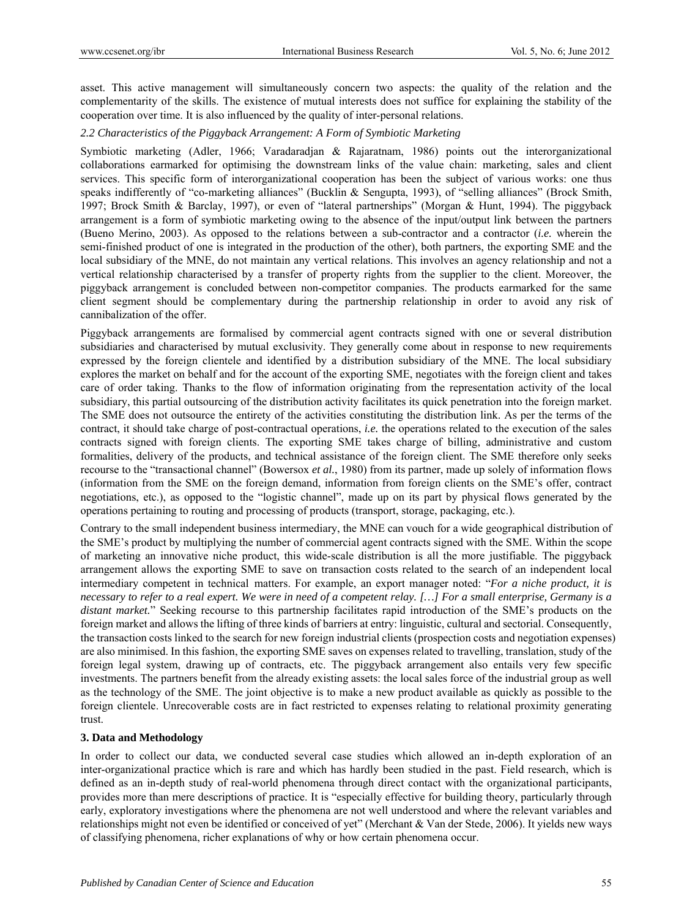asset. This active management will simultaneously concern two aspects: the quality of the relation and the complementarity of the skills. The existence of mutual interests does not suffice for explaining the stability of the cooperation over time. It is also influenced by the quality of inter-personal relations.

### *2.2 Characteristics of the Piggyback Arrangement: A Form of Symbiotic Marketing*

Symbiotic marketing (Adler, 1966; Varadaradjan & Rajaratnam, 1986) points out the interorganizational collaborations earmarked for optimising the downstream links of the value chain: marketing, sales and client services. This specific form of interorganizational cooperation has been the subject of various works: one thus speaks indifferently of "co-marketing alliances" (Bucklin & Sengupta, 1993), of "selling alliances" (Brock Smith, 1997; Brock Smith & Barclay, 1997), or even of "lateral partnerships" (Morgan & Hunt, 1994). The piggyback arrangement is a form of symbiotic marketing owing to the absence of the input/output link between the partners (Bueno Merino, 2003). As opposed to the relations between a sub-contractor and a contractor (*i.e.* wherein the semi-finished product of one is integrated in the production of the other), both partners, the exporting SME and the local subsidiary of the MNE, do not maintain any vertical relations. This involves an agency relationship and not a vertical relationship characterised by a transfer of property rights from the supplier to the client. Moreover, the piggyback arrangement is concluded between non-competitor companies. The products earmarked for the same client segment should be complementary during the partnership relationship in order to avoid any risk of cannibalization of the offer.

Piggyback arrangements are formalised by commercial agent contracts signed with one or several distribution subsidiaries and characterised by mutual exclusivity. They generally come about in response to new requirements expressed by the foreign clientele and identified by a distribution subsidiary of the MNE. The local subsidiary explores the market on behalf and for the account of the exporting SME, negotiates with the foreign client and takes care of order taking. Thanks to the flow of information originating from the representation activity of the local subsidiary, this partial outsourcing of the distribution activity facilitates its quick penetration into the foreign market. The SME does not outsource the entirety of the activities constituting the distribution link. As per the terms of the contract, it should take charge of post-contractual operations, *i.e.* the operations related to the execution of the sales contracts signed with foreign clients. The exporting SME takes charge of billing, administrative and custom formalities, delivery of the products, and technical assistance of the foreign client. The SME therefore only seeks recourse to the "transactional channel" (Bowersox *et al.*, 1980) from its partner, made up solely of information flows (information from the SME on the foreign demand, information from foreign clients on the SME's offer, contract negotiations, etc.), as opposed to the "logistic channel", made up on its part by physical flows generated by the operations pertaining to routing and processing of products (transport, storage, packaging, etc.).

Contrary to the small independent business intermediary, the MNE can vouch for a wide geographical distribution of the SME's product by multiplying the number of commercial agent contracts signed with the SME. Within the scope of marketing an innovative niche product, this wide-scale distribution is all the more justifiable. The piggyback arrangement allows the exporting SME to save on transaction costs related to the search of an independent local intermediary competent in technical matters. For example, an export manager noted: "*For a niche product, it is necessary to refer to a real expert. We were in need of a competent relay. […] For a small enterprise, Germany is a distant market.*" Seeking recourse to this partnership facilitates rapid introduction of the SME's products on the foreign market and allows the lifting of three kinds of barriers at entry: linguistic, cultural and sectorial. Consequently, the transaction costs linked to the search for new foreign industrial clients (prospection costs and negotiation expenses) are also minimised. In this fashion, the exporting SME saves on expenses related to travelling, translation, study of the foreign legal system, drawing up of contracts, etc. The piggyback arrangement also entails very few specific investments. The partners benefit from the already existing assets: the local sales force of the industrial group as well as the technology of the SME. The joint objective is to make a new product available as quickly as possible to the foreign clientele. Unrecoverable costs are in fact restricted to expenses relating to relational proximity generating trust.

## 3. Data and Methodology

In order to collect our data, we conducted several case studies which allowed an in-depth exploration of an inter-organizational practice which is rare and which has hardly been studied in the past. Field research, which is defined as an in-depth study of real-world phenomena through direct contact with the organizational participants, provides more than mere descriptions of practice. It is "especially effective for building theory, particularly through early, exploratory investigations where the phenomena are not well understood and where the relevant variables and relationships might not even be identified or conceived of yet" (Merchant & Van der Stede, 2006). It yields new ways of classifying phenomena, richer explanations of why or how certain phenomena occur.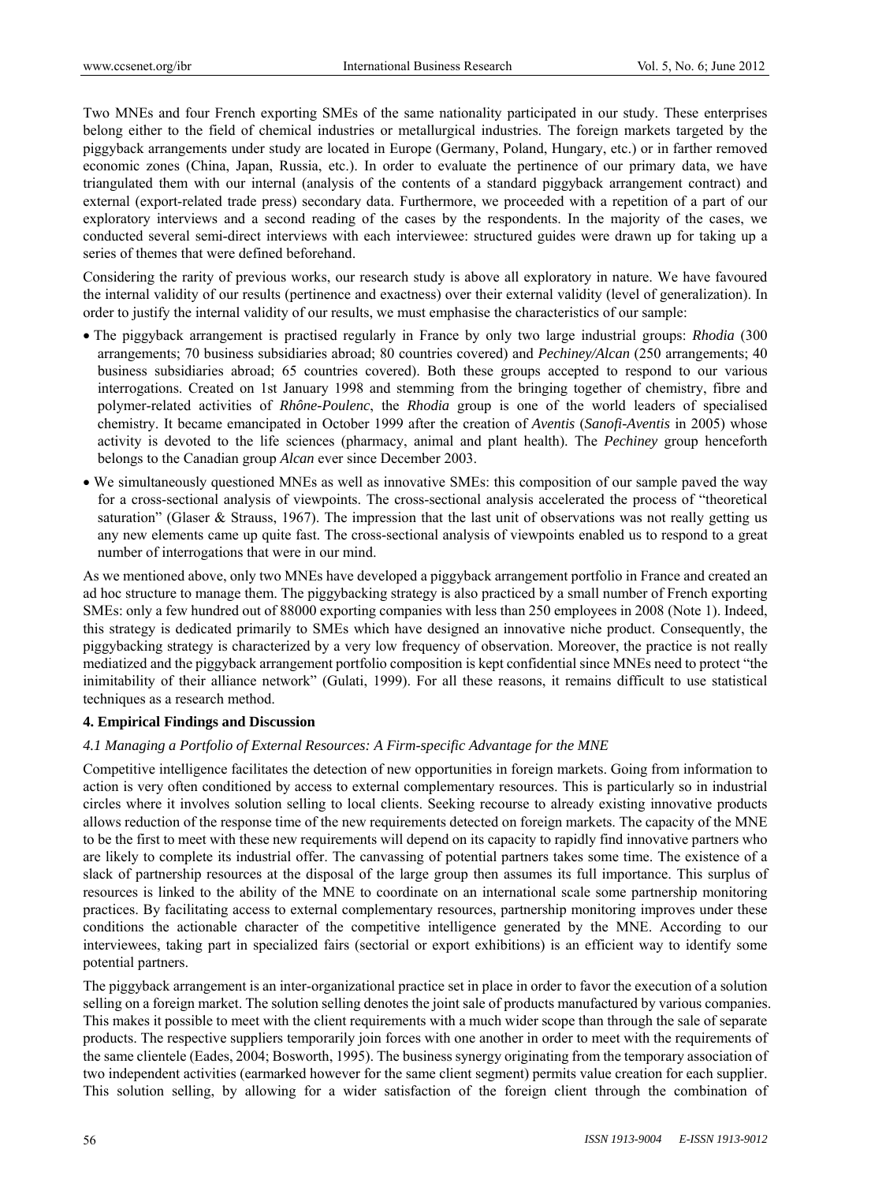Two MNEs and four French exporting SMEs of the same nationality participated in our study. These enterprises belong either to the field of chemical industries or metallurgical industries. The foreign markets targeted by the piggyback arrangements under study are located in Europe (Germany, Poland, Hungary, etc.) or in farther removed economic zones (China, Japan, Russia, etc.). In order to evaluate the pertinence of our primary data, we have triangulated them with our internal (analysis of the contents of a standard piggyback arrangement contract) and external (export-related trade press) secondary data. Furthermore, we proceeded with a repetition of a part of our exploratory interviews and a second reading of the cases by the respondents. In the majority of the cases, we conducted several semi-direct interviews with each interviewee: structured guides were drawn up for taking up a series of themes that were defined beforehand.

Considering the rarity of previous works, our research study is above all exploratory in nature. We have favoured the internal validity of our results (pertinence and exactness) over their external validity (level of generalization). In order to justify the internal validity of our results, we must emphasise the characteristics of our sample:

- The piggyback arrangement is practised regularly in France by only two large industrial groups: *Rhodia* (300 arrangements; 70 business subsidiaries abroad; 80 countries covered) and *Pechiney/Alcan* (250 arrangements; 40 business subsidiaries abroad; 65 countries covered). Both these groups accepted to respond to our various interrogations. Created on 1st January 1998 and stemming from the bringing together of chemistry, fibre and polymer-related activities of *Rhône-Poulenc*, the *Rhodia* group is one of the world leaders of specialised chemistry. It became emancipated in October 1999 after the creation of *Aventis* (*Sanofi-Aventis* in 2005) whose activity is devoted to the life sciences (pharmacy, animal and plant health). The *Pechiney* group henceforth belongs to the Canadian group *Alcan* ever since December 2003.
- We simultaneously questioned MNEs as well as innovative SMEs: this composition of our sample paved the way for a cross-sectional analysis of viewpoints. The cross-sectional analysis accelerated the process of "theoretical saturation" (Glaser & Strauss, 1967). The impression that the last unit of observations was not really getting us any new elements came up quite fast. The cross-sectional analysis of viewpoints enabled us to respond to a great number of interrogations that were in our mind.

As we mentioned above, only two MNEs have developed a piggyback arrangement portfolio in France and created an ad hoc structure to manage them. The piggybacking strategy is also practiced by a small number of French exporting SMEs: only a few hundred out of 88000 exporting companies with less than 250 employees in 2008 (Note 1). Indeed, this strategy is dedicated primarily to SMEs which have designed an innovative niche product. Consequently, the piggybacking strategy is characterized by a very low frequency of observation. Moreover, the practice is not really mediatized and the piggyback arrangement portfolio composition is kept confidential since MNEs need to protect "the inimitability of their alliance network" (Gulati, 1999). For all these reasons, it remains difficult to use statistical techniques as a research method.

## 4. Empirical Findings and Discussion

### *4.1 Managing a Portfolio of External Resources: A Firm-specific Advantage for the MNE*

Competitive intelligence facilitates the detection of new opportunities in foreign markets. Going from information to action is very often conditioned by access to external complementary resources. This is particularly so in industrial circles where it involves solution selling to local clients. Seeking recourse to already existing innovative products allows reduction of the response time of the new requirements detected on foreign markets. The capacity of the MNE to be the first to meet with these new requirements will depend on its capacity to rapidly find innovative partners who are likely to complete its industrial offer. The canvassing of potential partners takes some time. The existence of a slack of partnership resources at the disposal of the large group then assumes its full importance. This surplus of resources is linked to the ability of the MNE to coordinate on an international scale some partnership monitoring practices. By facilitating access to external complementary resources, partnership monitoring improves under these conditions the actionable character of the competitive intelligence generated by the MNE. According to our interviewees, taking part in specialized fairs (sectorial or export exhibitions) is an efficient way to identify some potential partners.

The piggyback arrangement is an inter-organizational practice set in place in order to favor the execution of a solution selling on a foreign market. The solution selling denotes the joint sale of products manufactured by various companies. This makes it possible to meet with the client requirements with a much wider scope than through the sale of separate products. The respective suppliers temporarily join forces with one another in order to meet with the requirements of the same clientele (Eades, 2004; Bosworth, 1995). The business synergy originating from the temporary association of two independent activities (earmarked however for the same client segment) permits value creation for each supplier. This solution selling, by allowing for a wider satisfaction of the foreign client through the combination of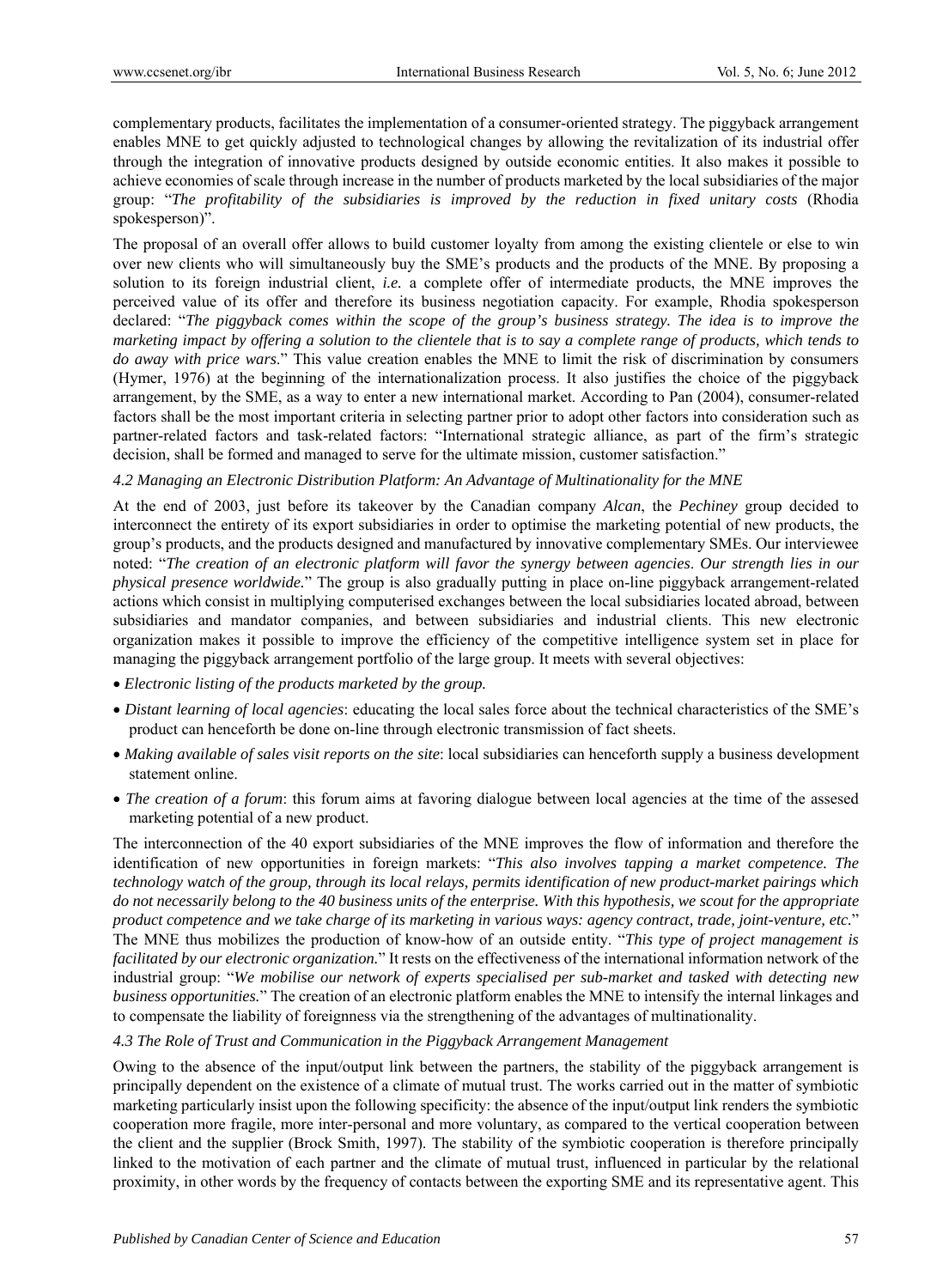complementary products, facilitates the implementation of a consumer-oriented strategy. The piggyback arrangement enables MNE to get quickly adjusted to technological changes by allowing the revitalization of its industrial offer through the integration of innovative products designed by outside economic entities. It also makes it possible to achieve economies of scale through increase in the number of products marketed by the local subsidiaries of the major group: "*The profitability of the subsidiaries is improved by the reduction in fixed unitary costs* (Rhodia spokesperson)".

The proposal of an overall offer allows to build customer loyalty from among the existing clientele or else to win over new clients who will simultaneously buy the SME's products and the products of the MNE. By proposing a solution to its foreign industrial client, *i.e.* a complete offer of intermediate products, the MNE improves the perceived value of its offer and therefore its business negotiation capacity. For example, Rhodia spokesperson declared: "*The piggyback comes within the scope of the group's business strategy. The idea is to improve the marketing impact by offering a solution to the clientele that is to say a complete range of products, which tends to do away with price wars*." This value creation enables the MNE to limit the risk of discrimination by consumers (Hymer, 1976) at the beginning of the internationalization process. It also justifies the choice of the piggyback arrangement, by the SME, as a way to enter a new international market. According to Pan (2004), consumer-related factors shall be the most important criteria in selecting partner prior to adopt other factors into consideration such as partner-related factors and task-related factors: "International strategic alliance, as part of the firm's strategic decision, shall be formed and managed to serve for the ultimate mission, customer satisfaction."

### *4.2 Managing an Electronic Distribution Platform: An Advantage of Multinationality for the MNE*

At the end of 2003, just before its takeover by the Canadian company *Alcan*, the *Pechiney* group decided to interconnect the entirety of its export subsidiaries in order to optimise the marketing potential of new products, the group's products, and the products designed and manufactured by innovative complementary SMEs. Our interviewee noted: "*The creation of an electronic platform will favor the synergy between agencies*. *Our strength lies in our physical presence worldwide.*" The group is also gradually putting in place on-line piggyback arrangement-related actions which consist in multiplying computerised exchanges between the local subsidiaries located abroad, between subsidiaries and mandator companies, and between subsidiaries and industrial clients. This new electronic organization makes it possible to improve the efficiency of the competitive intelligence system set in place for managing the piggyback arrangement portfolio of the large group. It meets with several objectives:

- *Electronic listing of the products marketed by the group.*
- *Distant learning of local agencies*: educating the local sales force about the technical characteristics of the SME's product can henceforth be done on-line through electronic transmission of fact sheets.
- *Making available of sales visit reports on the site*: local subsidiaries can henceforth supply a business development statement online.
- *The creation of a forum*: this forum aims at favoring dialogue between local agencies at the time of the assesed marketing potential of a new product.

The interconnection of the 40 export subsidiaries of the MNE improves the flow of information and therefore the identification of new opportunities in foreign markets: "*This also involves tapping a market competence. The technology watch of the group, through its local relays, permits identification of new product-market pairings which do not necessarily belong to the 40 business units of the enterprise. With this hypothesis, we scout for the appropriate product competence and we take charge of its marketing in various ways: agency contract, trade, joint-venture, etc.*" The MNE thus mobilizes the production of know-how of an outside entity. "*This type of project management is facilitated by our electronic organization.*" It rests on the effectiveness of the international information network of the industrial group: "*We mobilise our network of experts specialised per sub-market and tasked with detecting new business opportunities.*" The creation of an electronic platform enables the MNE to intensify the internal linkages and to compensate the liability of foreignness via the strengthening of the advantages of multinationality.

### *4.3 The Role of Trust and Communication in the Piggyback Arrangement Management*

Owing to the absence of the input/output link between the partners, the stability of the piggyback arrangement is principally dependent on the existence of a climate of mutual trust. The works carried out in the matter of symbiotic marketing particularly insist upon the following specificity: the absence of the input/output link renders the symbiotic cooperation more fragile, more inter-personal and more voluntary, as compared to the vertical cooperation between the client and the supplier (Brock Smith, 1997). The stability of the symbiotic cooperation is therefore principally linked to the motivation of each partner and the climate of mutual trust, influenced in particular by the relational proximity, in other words by the frequency of contacts between the exporting SME and its representative agent. This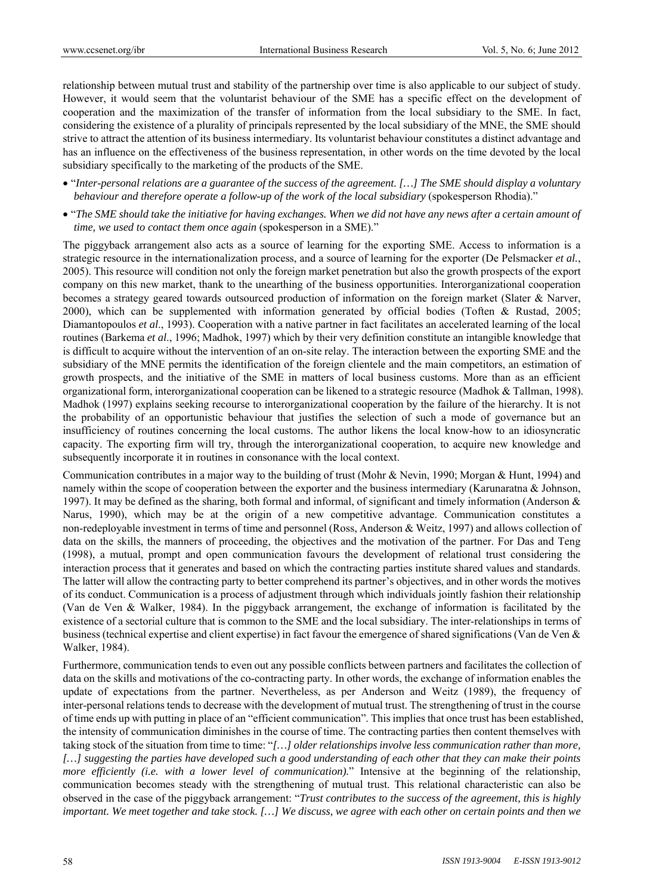relationship between mutual trust and stability of the partnership over time is also applicable to our subject of study. However, it would seem that the voluntarist behaviour of the SME has a specific effect on the development of cooperation and the maximization of the transfer of information from the local subsidiary to the SME. In fact, considering the existence of a plurality of principals represented by the local subsidiary of the MNE, the SME should strive to attract the attention of its business intermediary. Its voluntarist behaviour constitutes a distinct advantage and has an influence on the effectiveness of the business representation, in other words on the time devoted by the local subsidiary specifically to the marketing of the products of the SME.

- "*Inter-personal relations are a guarantee of the success of the agreement. […] The SME should display a voluntary behaviour and therefore operate a follow-up of the work of the local subsidiary* (spokesperson Rhodia)."
- "*The SME should take the initiative for having exchanges. When we did not have any news after a certain amount of time, we used to contact them once again* (spokesperson in a SME)."

The piggyback arrangement also acts as a source of learning for the exporting SME. Access to information is a strategic resource in the internationalization process, and a source of learning for the exporter (De Pelsmacker *et al.*, 2005). This resource will condition not only the foreign market penetration but also the growth prospects of the export company on this new market, thank to the unearthing of the business opportunities. Interorganizational cooperation becomes a strategy geared towards outsourced production of information on the foreign market (Slater & Narver, 2000), which can be supplemented with information generated by official bodies (Toften & Rustad, 2005; Diamantopoulos *et al*., 1993). Cooperation with a native partner in fact facilitates an accelerated learning of the local routines (Barkema *et al*., 1996; Madhok, 1997) which by their very definition constitute an intangible knowledge that is difficult to acquire without the intervention of an on-site relay. The interaction between the exporting SME and the subsidiary of the MNE permits the identification of the foreign clientele and the main competitors, an estimation of growth prospects, and the initiative of the SME in matters of local business customs. More than as an efficient organizational form, interorganizational cooperation can be likened to a strategic resource (Madhok & Tallman, 1998). Madhok (1997) explains seeking recourse to interorganizational cooperation by the failure of the hierarchy. It is not the probability of an opportunistic behaviour that justifies the selection of such a mode of governance but an insufficiency of routines concerning the local customs. The author likens the local know-how to an idiosyncratic capacity. The exporting firm will try, through the interorganizational cooperation, to acquire new knowledge and subsequently incorporate it in routines in consonance with the local context.

Communication contributes in a major way to the building of trust (Mohr & Nevin, 1990; Morgan & Hunt, 1994) and namely within the scope of cooperation between the exporter and the business intermediary (Karunaratna & Johnson, 1997). It may be defined as the sharing, both formal and informal, of significant and timely information (Anderson & Narus, 1990), which may be at the origin of a new competitive advantage. Communication constitutes a non-redeployable investment in terms of time and personnel (Ross, Anderson & Weitz, 1997) and allows collection of data on the skills, the manners of proceeding, the objectives and the motivation of the partner. For Das and Teng (1998), a mutual, prompt and open communication favours the development of relational trust considering the interaction process that it generates and based on which the contracting parties institute shared values and standards. The latter will allow the contracting party to better comprehend its partner's objectives, and in other words the motives of its conduct. Communication is a process of adjustment through which individuals jointly fashion their relationship (Van de Ven & Walker, 1984). In the piggyback arrangement, the exchange of information is facilitated by the existence of a sectorial culture that is common to the SME and the local subsidiary. The inter-relationships in terms of business (technical expertise and client expertise) in fact favour the emergence of shared significations (Van de Ven & Walker, 1984).

Furthermore, communication tends to even out any possible conflicts between partners and facilitates the collection of data on the skills and motivations of the co-contracting party. In other words, the exchange of information enables the update of expectations from the partner. Nevertheless, as per Anderson and Weitz (1989), the frequency of inter-personal relations tends to decrease with the development of mutual trust. The strengthening of trust in the course of time ends up with putting in place of an "efficient communication". This implies that once trust has been established, the intensity of communication diminishes in the course of time. The contracting parties then content themselves with taking stock of the situation from time to time: "*[…] older relationships involve less communication rather than more, […] suggesting the parties have developed such a good understanding of each other that they can make their points more efficiently (i.e. with a lower level of communication).*" Intensive at the beginning of the relationship, communication becomes steady with the strengthening of mutual trust. This relational characteristic can also be observed in the case of the piggyback arrangement: "*Trust contributes to the success of the agreement, this is highly important. We meet together and take stock. […] We discuss, we agree with each other on certain points and then we*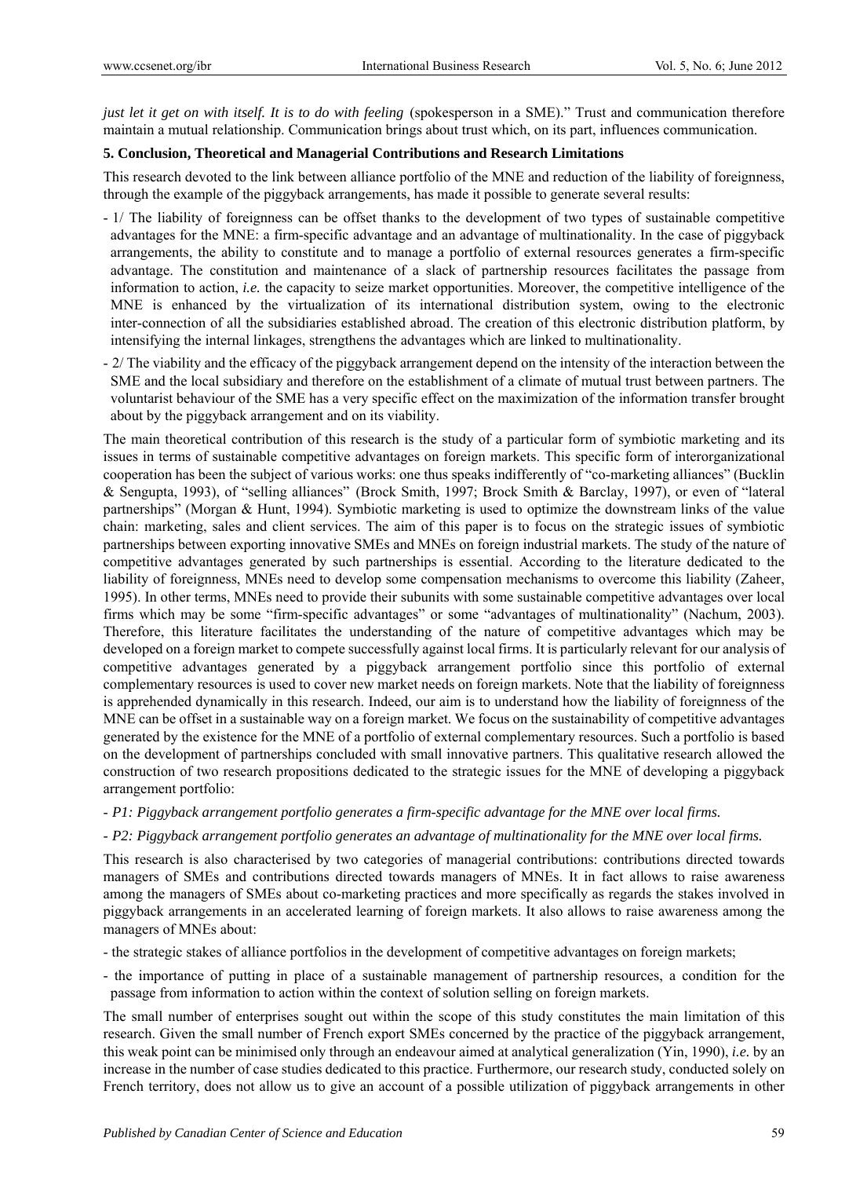*just let it get on with itself. It is to do with feeling* (spokesperson in a SME)." Trust and communication therefore maintain a mutual relationship. Communication brings about trust which, on its part, influences communication.

### 5. Conclusion, Theoretical and Managerial Contributions and Research Limitations

This research devoted to the link between alliance portfolio of the MNE and reduction of the liability of foreignness, through the example of the piggyback arrangements, has made it possible to generate several results:

- 1/ The liability of foreignness can be offset thanks to the development of two types of sustainable competitive advantages for the MNE: a firm-specific advantage and an advantage of multinationality. In the case of piggyback arrangements, the ability to constitute and to manage a portfolio of external resources generates a firm-specific advantage. The constitution and maintenance of a slack of partnership resources facilitates the passage from information to action, *i.e.* the capacity to seize market opportunities. Moreover, the competitive intelligence of the MNE is enhanced by the virtualization of its international distribution system, owing to the electronic inter-connection of all the subsidiaries established abroad. The creation of this electronic distribution platform, by intensifying the internal linkages, strengthens the advantages which are linked to multinationality.
- 2/ The viability and the efficacy of the piggyback arrangement depend on the intensity of the interaction between the SME and the local subsidiary and therefore on the establishment of a climate of mutual trust between partners. The voluntarist behaviour of the SME has a very specific effect on the maximization of the information transfer brought about by the piggyback arrangement and on its viability.

The main theoretical contribution of this research is the study of a particular form of symbiotic marketing and its issues in terms of sustainable competitive advantages on foreign markets. This specific form of interorganizational cooperation has been the subject of various works: one thus speaks indifferently of "co-marketing alliances" (Bucklin & Sengupta, 1993), of "selling alliances" (Brock Smith, 1997; Brock Smith & Barclay, 1997), or even of "lateral partnerships" (Morgan & Hunt, 1994). Symbiotic marketing is used to optimize the downstream links of the value chain: marketing, sales and client services. The aim of this paper is to focus on the strategic issues of symbiotic partnerships between exporting innovative SMEs and MNEs on foreign industrial markets. The study of the nature of competitive advantages generated by such partnerships is essential. According to the literature dedicated to the liability of foreignness, MNEs need to develop some compensation mechanisms to overcome this liability (Zaheer, 1995). In other terms, MNEs need to provide their subunits with some sustainable competitive advantages over local firms which may be some "firm-specific advantages" or some "advantages of multinationality" (Nachum, 2003). Therefore, this literature facilitates the understanding of the nature of competitive advantages which may be developed on a foreign market to compete successfully against local firms. It is particularly relevant for our analysis of competitive advantages generated by a piggyback arrangement portfolio since this portfolio of external complementary resources is used to cover new market needs on foreign markets. Note that the liability of foreignness is apprehended dynamically in this research. Indeed, our aim is to understand how the liability of foreignness of the MNE can be offset in a sustainable way on a foreign market. We focus on the sustainability of competitive advantages generated by the existence for the MNE of a portfolio of external complementary resources. Such a portfolio is based on the development of partnerships concluded with small innovative partners. This qualitative research allowed the construction of two research propositions dedicated to the strategic issues for the MNE of developing a piggyback arrangement portfolio:

- *P1: Piggyback arrangement portfolio generates a firm-specific advantage for the MNE over local firms.*
- *P2: Piggyback arrangement portfolio generates an advantage of multinationality for the MNE over local firms.*

This research is also characterised by two categories of managerial contributions: contributions directed towards managers of SMEs and contributions directed towards managers of MNEs. It in fact allows to raise awareness among the managers of SMEs about co-marketing practices and more specifically as regards the stakes involved in piggyback arrangements in an accelerated learning of foreign markets. It also allows to raise awareness among the managers of MNEs about:

- the strategic stakes of alliance portfolios in the development of competitive advantages on foreign markets;
- the importance of putting in place of a sustainable management of partnership resources, a condition for the passage from information to action within the context of solution selling on foreign markets.

The small number of enterprises sought out within the scope of this study constitutes the main limitation of this research. Given the small number of French export SMEs concerned by the practice of the piggyback arrangement, this weak point can be minimised only through an endeavour aimed at analytical generalization (Yin, 1990), *i.e.* by an increase in the number of case studies dedicated to this practice. Furthermore, our research study, conducted solely on French territory, does not allow us to give an account of a possible utilization of piggyback arrangements in other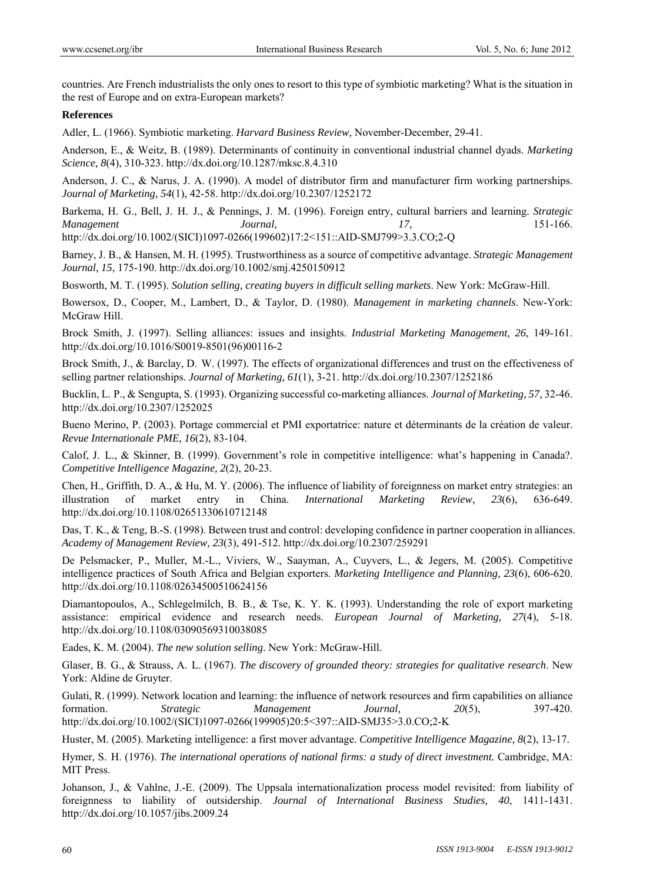countries. Are French industrialists the only ones to resort to this type of symbiotic marketing? What is the situation in the rest of Europe and on extra-European markets?

**References**

Adler, L. (1966). Symbiotic marketing. *Harvard Business Review,* November-December, 29-41.

Anderson, E., & Weitz, B. (1989). Determinants of continuity in conventional industrial channel dyads. *Marketing Science, 8*(4), 310-323. http://dx.doi.org/10.1287/mksc.8.4.310

Anderson, J. C., & Narus, J. A. (1990). A model of distributor firm and manufacturer firm working partnerships. *Journal of Marketing, 54*(1), 42-58. http://dx.doi.org/10.2307/1252172

Barkema, H. G., Bell, J. H. J., & Pennings, J. M. (1996). Foreign entry, cultural barriers and learning. *Strategic Management Journal, 17*, 151-166. http://dx.doi.org/10.1002/(SICI)1097-0266(199602)17:2<151::AID-SMJ799>3.3.CO;2-Q

Barney, J. B., & Hansen, M. H. (1995). Trustworthiness as a source of competitive advantage. *Strategic Management Journal, 15*, 175-190. http://dx.doi.org/10.1002/smj.4250150912

Bosworth, M. T. (1995). *Solution selling, creating buyers in difficult selling markets*. New York: McGraw-Hill.

Bowersox, D., Cooper, M., Lambert, D., & Taylor, D. (1980). *Management in marketing channels*. New-York: McGraw Hill.

Brock Smith, J. (1997). Selling alliances: issues and insights. *Industrial Marketing Management, 26*, 149-161. http://dx.doi.org/10.1016/S0019-8501(96)00116-2

Brock Smith, J., & Barclay, D. W. (1997). The effects of organizational differences and trust on the effectiveness of selling partner relationships. *Journal of Marketing, 61*(1), 3-21. http://dx.doi.org/10.2307/1252186

Bucklin, L. P., & Sengupta, S. (1993). Organizing successful co-marketing alliances. *Journal of Marketing, 57*, 32-46. http://dx.doi.org/10.2307/1252025

Bueno Merino, P. (2003). Portage commercial et PMI exportatrice: nature et déterminants de la création de valeur. *Revue Internationale PME, 16*(2), 83-104.

Calof, J. L., & Skinner, B. (1999). Government's role in competitive intelligence: what's happening in Canada?. *Competitive Intelligence Magazine, 2*(2), 20-23.

Chen, H., Griffith, D. A., & Hu, M. Y. (2006). The influence of liability of foreignness on market entry strategies: an illustration of market entry in China. *International Marketing Review, 23*(6), 636-649. http://dx.doi.org/10.1108/02651330610712148

Das, T. K., & Teng, B.-S. (1998). Between trust and control: developing confidence in partner cooperation in alliances. *Academy of Management Review, 23*(3), 491-512. http://dx.doi.org/10.2307/259291

De Pelsmacker, P., Muller, M.-L., Viviers, W., Saayman, A., Cuyvers, L., & Jegers, M. (2005). Competitive intelligence practices of South Africa and Belgian exporters. *Marketing Intelligence and Planning, 23*(6), 606-620. http://dx.doi.org/10.1108/02634500510624156

Diamantopoulos, A., Schlegelmilch, B. B., & Tse, K. Y. K. (1993). Understanding the role of export marketing assistance: empirical evidence and research needs. *European Journal of Marketing, 27*(4), 5-18. http://dx.doi.org/10.1108/03090569310038085

Eades, K. M. (2004). *The new solution selling*. New York: McGraw-Hill.

Glaser, B. G., & Strauss, A. L. (1967). *The discovery of grounded theory: strategies for qualitative research*. New York: Aldine de Gruyter.

Gulati, R. (1999). Network location and learning: the influence of network resources and firm capabilities on alliance formation. *Strategic Management Journal, 20*(5), 397-420. http://dx.doi.org/10.1002/(SICI)1097-0266(199905)20:5<397::AID-SMJ35>3.0.CO;2-K

Huster, M. (2005). Marketing intelligence: a first mover advantage. *Competitive Intelligence Magazine, 8*(2), 13-17.

Hymer, S. H. (1976). *The international operations of national firms: a study of direct investment.* Cambridge, MA: MIT Press.

Johanson, J., & Vahlne, J.-E. (2009). The Uppsala internationalization process model revisited: from liability of foreignness to liability of outsidership. *Journal of International Business Studies, 40*, 1411-1431. http://dx.doi.org/10.1057/jibs.2009.24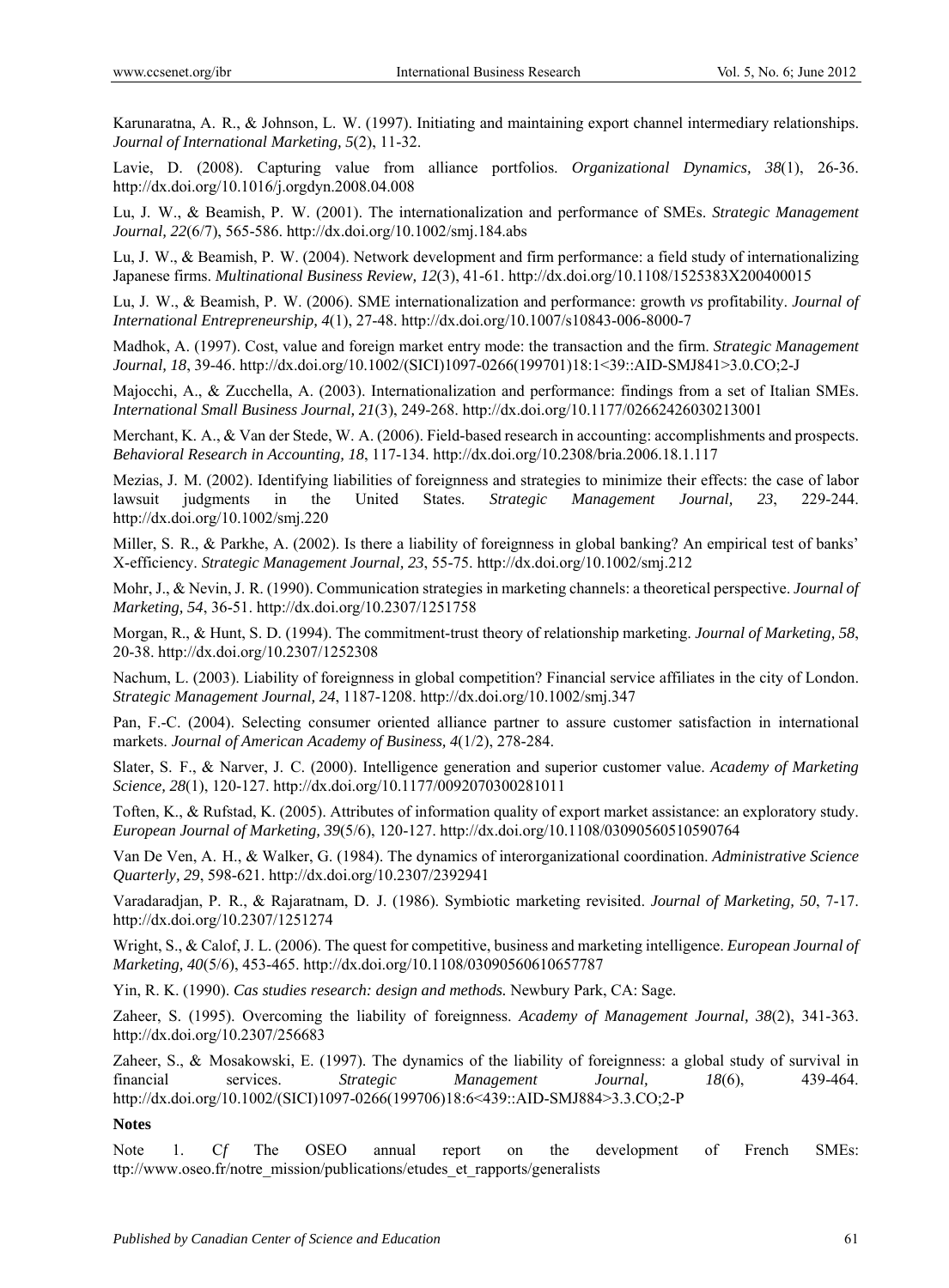Karunaratna, A. R., & Johnson, L. W. (1997). Initiating and maintaining export channel intermediary relationships. *Journal of International Marketing, 5*(2), 11-32.

Lavie, D. (2008). Capturing value from alliance portfolios. *Organizational Dynamics, 38*(1), 26-36. http://dx.doi.org/10.1016/j.orgdyn.2008.04.008

Lu, J. W., & Beamish, P. W. (2001). The internationalization and performance of SMEs. *Strategic Management Journal, 22*(6/7), 565-586. http://dx.doi.org/10.1002/smj.184.abs

Lu, J. W., & Beamish, P. W. (2004). Network development and firm performance: a field study of internationalizing Japanese firms. *Multinational Business Review, 12*(3), 41-61. http://dx.doi.org/10.1108/1525383X200400015

Lu, J. W., & Beamish, P. W. (2006). SME internationalization and performance: growth *vs* profitability. *Journal of International Entrepreneurship, 4*(1), 27-48. http://dx.doi.org/10.1007/s10843-006-8000-7

Madhok, A. (1997). Cost, value and foreign market entry mode: the transaction and the firm. *Strategic Management Journal, 18*, 39-46. http://dx.doi.org/10.1002/(SICI)1097-0266(199701)18:1<39::AID-SMJ841>3.0.CO;2-J

Majocchi, A., & Zucchella, A. (2003). Internationalization and performance: findings from a set of Italian SMEs. *International Small Business Journal, 21*(3), 249-268. http://dx.doi.org/10.1177/02662426030213001

Merchant, K. A., & Van der Stede, W. A. (2006). Field-based research in accounting: accomplishments and prospects. *Behavioral Research in Accounting, 18*, 117-134. http://dx.doi.org/10.2308/bria.2006.18.1.117

Mezias, J. M. (2002). Identifying liabilities of foreignness and strategies to minimize their effects: the case of labor lawsuit judgments in the United States. *Strategic Management Journal, 23*, 229-244. http://dx.doi.org/10.1002/smj.220

Miller, S. R., & Parkhe, A. (2002). Is there a liability of foreignness in global banking? An empirical test of banks' X-efficiency. *Strategic Management Journal, 23*, 55-75. http://dx.doi.org/10.1002/smj.212

Mohr, J., & Nevin, J. R. (1990). Communication strategies in marketing channels: a theoretical perspective. *Journal of Marketing, 54*, 36-51. http://dx.doi.org/10.2307/1251758

Morgan, R., & Hunt, S. D. (1994). The commitment-trust theory of relationship marketing. *Journal of Marketing, 58*, 20-38. http://dx.doi.org/10.2307/1252308

Nachum, L. (2003). Liability of foreignness in global competition? Financial service affiliates in the city of London. *Strategic Management Journal, 24*, 1187-1208. http://dx.doi.org/10.1002/smj.347

Pan, F.-C. (2004). Selecting consumer oriented alliance partner to assure customer satisfaction in international markets. *Journal of American Academy of Business, 4*(1/2), 278-284.

Slater, S. F., & Narver, J. C. (2000). Intelligence generation and superior customer value. *Academy of Marketing Science, 28*(1), 120-127. http://dx.doi.org/10.1177/0092070300281011

Toften, K., & Rufstad, K. (2005). Attributes of information quality of export market assistance: an exploratory study. *European Journal of Marketing, 39*(5/6), 120-127. http://dx.doi.org/10.1108/03090560510590764

Van De Ven, A. H., & Walker, G. (1984). The dynamics of interorganizational coordination. *Administrative Science Quarterly, 29*, 598-621. http://dx.doi.org/10.2307/2392941

Varadaradjan, P. R., & Rajaratnam, D. J. (1986). Symbiotic marketing revisited. *Journal of Marketing, 50*, 7-17. http://dx.doi.org/10.2307/1251274

Wright, S., & Calof, J. L. (2006). The quest for competitive, business and marketing intelligence. *European Journal of Marketing, 40*(5/6), 453-465. http://dx.doi.org/10.1108/03090560610657787

Yin, R. K. (1990). *Cas studies research: design and methods.* Newbury Park, CA: Sage.

Zaheer, S. (1995). Overcoming the liability of foreignness. *Academy of Management Journal, 38*(2), 341-363. http://dx.doi.org/10.2307/256683

Zaheer, S., & Mosakowski, E. (1997). The dynamics of the liability of foreignness: a global study of survival in financial services. *Strategic Management Journal, 18*(6), 439-464. http://dx.doi.org/10.1002/(SICI)1097-0266(199706)18:6<439::AID-SMJ884>3.3.CO;2-P

**Notes**

Note 1. C*f* The OSEO annual report on the development of French SMEs: ttp://www.oseo.fr/notre_mission/publications/etudes_et_rapports/generalists